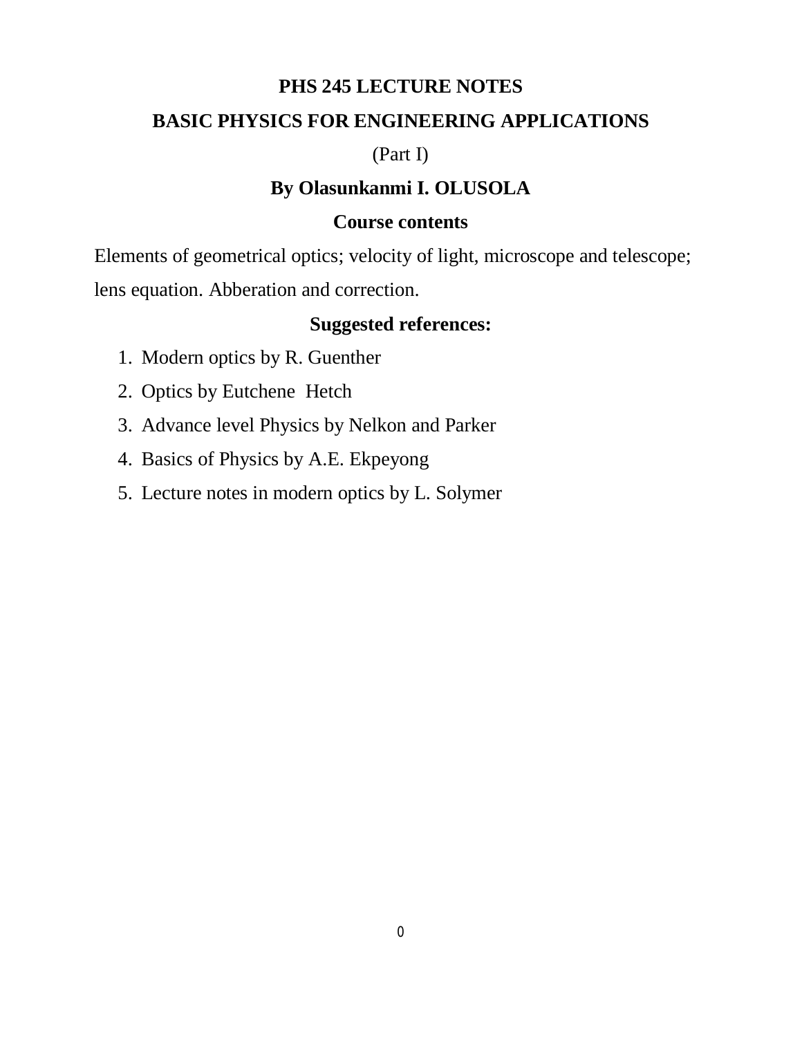# PHS 245 LECTURE NOTES

## BASIC PHYSICS FOR ENGINEERING APPLICATIONS

(Part I)

**By Olasunkanmi I. OLUSOLA**

**Course contents**

Elements of geometrical optics; velocity of light, microscope and telescope; lens equation. Abberation and correction.

**Suggested references:**

1. Modern optics by R. Guenther
2. Optics by Eutchene Hetch
3. Advance level Physics by Nelkon and Parker
4. Basics of Physics by A.E. Ekpeyong
5. Lecture notes in modern optics by L. Solymer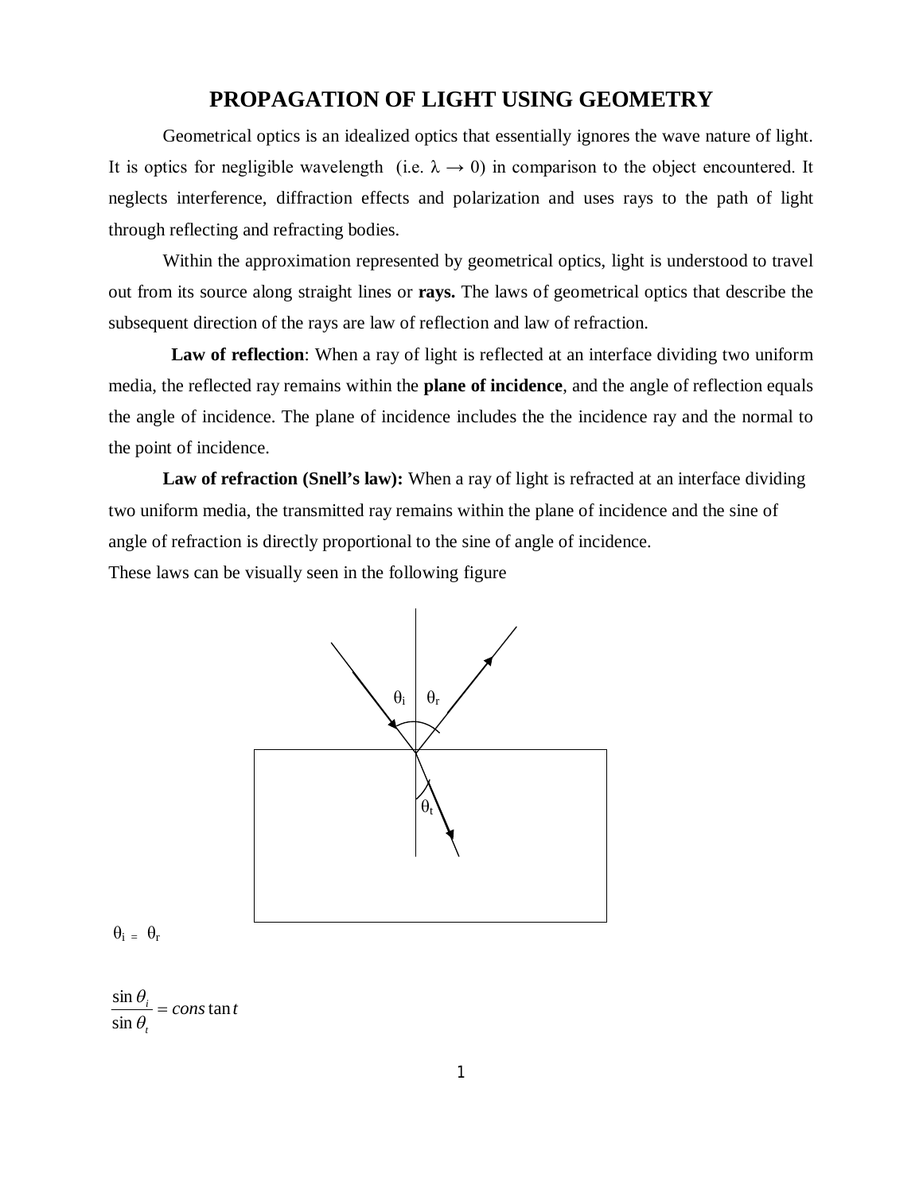# PROPAGATION OF LIGHT USING GEOMETRY

Geometrical optics is an idealized optics that essentially ignores the wave nature of light. It is optics for negligible wavelength (i.e. $\lambda \rightarrow 0$) in comparison to the object encountered. It neglects interference, diffraction effects and polarization and uses rays to the path of light through reflecting and refracting bodies.

Within the approximation represented by geometrical optics, light is understood to travel out from its source along straight lines or **rays.** The laws of geometrical optics that describe the subsequent direction of the rays are law of reflection and law of refraction.

**Law of reflection**: When a ray of light is reflected at an interface dividing two uniform media, the reflected ray remains within the **plane of incidence**, and the angle of reflection equals the angle of incidence. The plane of incidence includes the the incidence ray and the normal to the point of incidence.

**Law of refraction (Snell's law):** When a ray of light is refracted at an interface dividing two uniform media, the transmitted ray remains within the plane of incidence and the sine of angle of refraction is directly proportional to the sine of angle of incidence.

These laws can be visually seen in the following figure

$\theta_i = \theta_r$

$$\frac{\sin\theta_i}{\sin\theta_t} = constant$$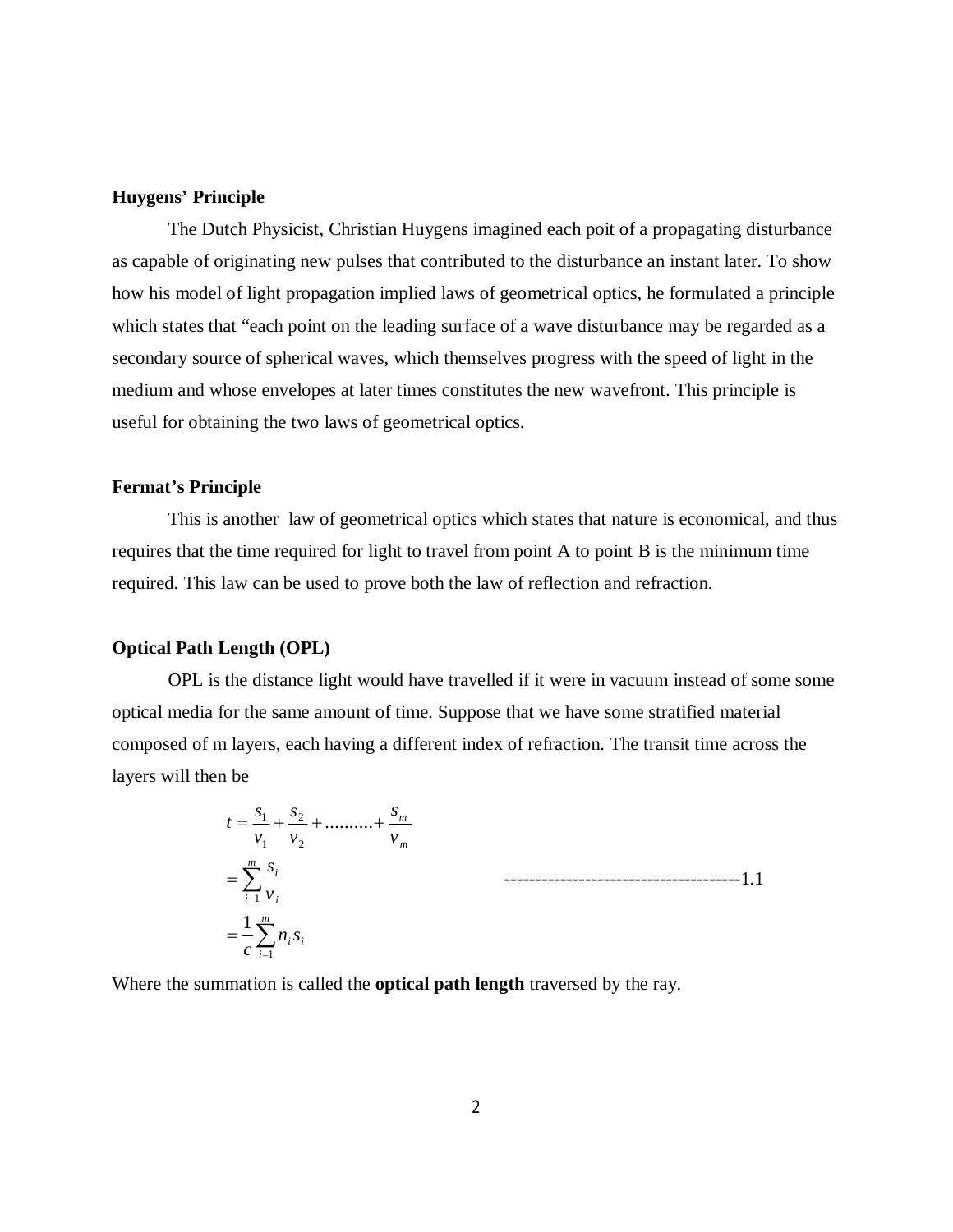**Huygens' Principle**

The Dutch Physicist, Christian Huygens imagined each poit of a propagating disturbance as capable of originating new pulses that contributed to the disturbance an instant later. To show how his model of light propagation implied laws of geometrical optics, he formulated a principle which states that "each point on the leading surface of a wave disturbance may be regarded as a secondary source of spherical waves, which themselves progress with the speed of light in the medium and whose envelopes at later times constitutes the new wavefront. This principle is useful for obtaining the two laws of geometrical optics.

**Fermat's Principle**

This is another law of geometrical optics which states that nature is economical, and thus requires that the time required for light to travel from point A to point B is the minimum time required. This law can be used to prove both the law of reflection and refraction.

**Optical Path Length (OPL)**

OPL is the distance light would have travelled if it were in vacuum instead of some some optical media for the same amount of time. Suppose that we have some stratified material composed of m layers, each having a different index of refraction. The transit time across the layers will then be

$$
\begin{aligned}
t &= \frac{s_1}{v_1} + \frac{s_2}{v_2} + \dots\dots\dots + \frac{s_m}{v_m} \\
&= \sum_{i-1}^{m} \frac{s_i}{v_i} \qquad\qquad \text{--------------------------------------1.1} \\
&= \frac{1}{c}\sum_{i=1}^{m} n_i s_i
\end{aligned}
$$

Where the summation is called the **optical path length** traversed by the ray.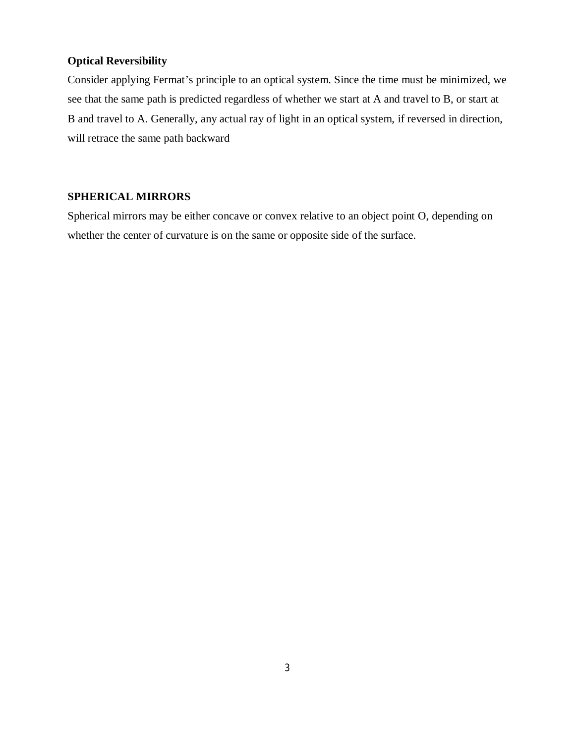**Optical Reversibility**

Consider applying Fermat's principle to an optical system. Since the time must be minimized, we see that the same path is predicted regardless of whether we start at A and travel to B, or start at B and travel to A. Generally, any actual ray of light in an optical system, if reversed in direction, will retrace the same path backward

**SPHERICAL MIRRORS**

Spherical mirrors may be either concave or convex relative to an object point O, depending on whether the center of curvature is on the same or opposite side of the surface.